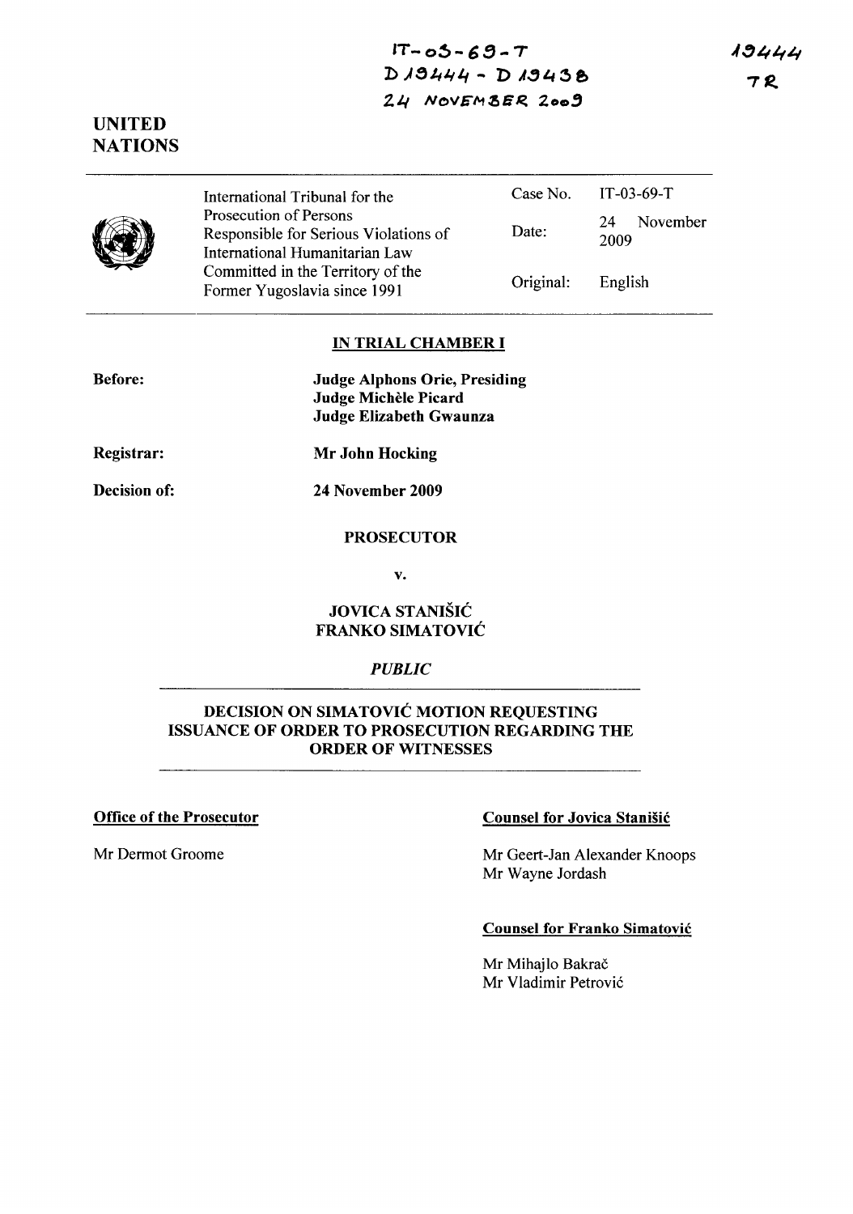IT-03-69-T
D19444 - D19438
24 NOVEMBER 2009

19444
TR

**UNITED NATIONS**

| | | |
|---|---|---|
| International Tribunal for the Prosecution of Persons Responsible for Serious Violations of International Humanitarian Law Committed in the Territory of the Former Yugoslavia since 1991 | Case No. | IT-03-69-T |
| | Date: | 24 November 2009 |
| | Original: | English |

**IN TRIAL CHAMBER I**

**Before:** **Judge Alphons Orie, Presiding**
**Judge Michèle Picard**
**Judge Elizabeth Gwaunza**

**Registrar:** **Mr John Hocking**

**Decision of:** **24 November 2009**

**PROSECUTOR**

**v.**

**JOVICA STANIŠIĆ**
**FRANKO SIMATOVIĆ**

*PUBLIC*

**DECISION ON SIMATOVIĆ MOTION REQUESTING ISSUANCE OF ORDER TO PROSECUTION REGARDING THE ORDER OF WITNESSES**

**Office of the Prosecutor**

Mr Dermot Groome

**Counsel for Jovica Stanišić**

Mr Geert-Jan Alexander Knoops
Mr Wayne Jordash

**Counsel for Franko Simatović**

Mr Mihajlo Bakrač
Mr Vladimir Petrović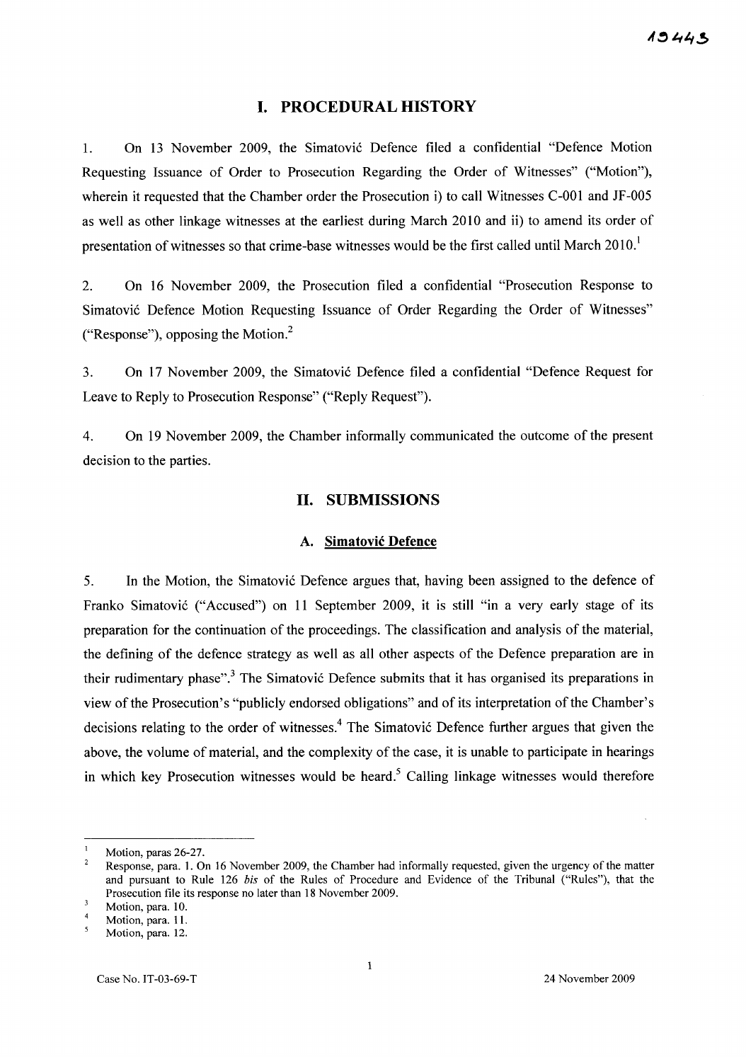## I. PROCEDURAL HISTORY

1. On 13 November 2009, the Simatović Defence filed a confidential "Defence Motion Requesting Issuance of Order to Prosecution Regarding the Order of Witnesses" ("Motion"), wherein it requested that the Chamber order the Prosecution i) to call Witnesses C-001 and JF-005 as well as other linkage witnesses at the earliest during March 2010 and ii) to amend its order of presentation of witnesses so that crime-base witnesses would be the first called until March 2010.[1]

2. On 16 November 2009, the Prosecution filed a confidential "Prosecution Response to Simatović Defence Motion Requesting Issuance of Order Regarding the Order of Witnesses" ("Response"), opposing the Motion.[2]

3. On 17 November 2009, the Simatović Defence filed a confidential "Defence Request for Leave to Reply to Prosecution Response" ("Reply Request").

4. On 19 November 2009, the Chamber informally communicated the outcome of the present decision to the parties.

## II. SUBMISSIONS

### A. Simatović Defence

5. In the Motion, the Simatović Defence argues that, having been assigned to the defence of Franko Simatović ("Accused") on 11 September 2009, it is still "in a very early stage of its preparation for the continuation of the proceedings. The classification and analysis of the material, the defining of the defence strategy as well as all other aspects of the Defence preparation are in their rudimentary phase".[3] The Simatović Defence submits that it has organised its preparations in view of the Prosecution's "publicly endorsed obligations" and of its interpretation of the Chamber's decisions relating to the order of witnesses.[4] The Simatović Defence further argues that given the above, the volume of material, and the complexity of the case, it is unable to participate in hearings in which key Prosecution witnesses would be heard.[5] Calling linkage witnesses would therefore

---

[1] Motion, paras 26-27.

[2] Response, para. 1. On 16 November 2009, the Chamber had informally requested, given the urgency of the matter and pursuant to Rule 126 *bis* of the Rules of Procedure and Evidence of the Tribunal ("Rules"), that the Prosecution file its response no later than 18 November 2009.

[3] Motion, para. 10.

[4] Motion, para. 11.

[5] Motion, para. 12.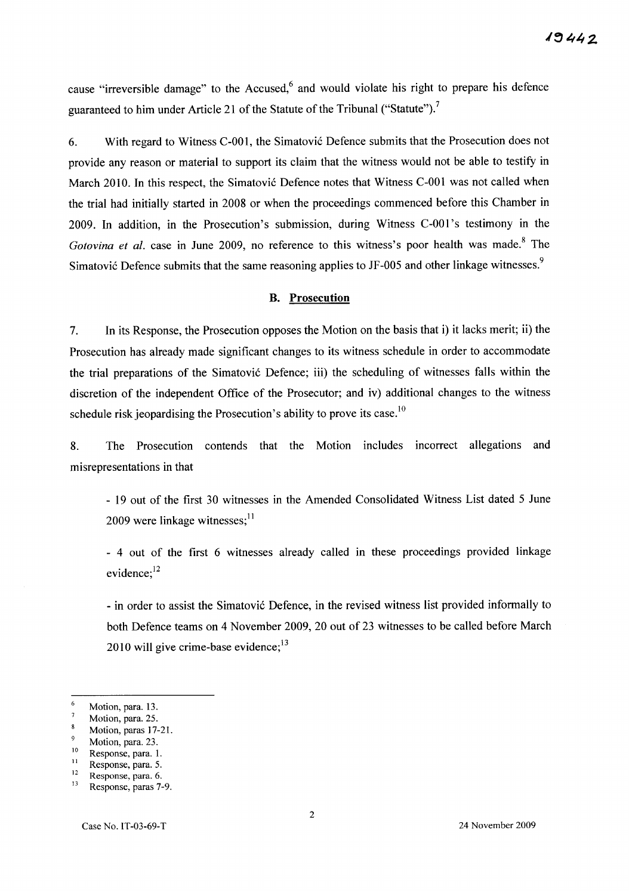cause "irreversible damage" to the Accused,[6] and would violate his right to prepare his defence guaranteed to him under Article 21 of the Statute of the Tribunal ("Statute").[7]

6. With regard to Witness C-001, the Simatović Defence submits that the Prosecution does not provide any reason or material to support its claim that the witness would not be able to testify in March 2010. In this respect, the Simatović Defence notes that Witness C-001 was not called when the trial had initially started in 2008 or when the proceedings commenced before this Chamber in 2009. In addition, in the Prosecution's submission, during Witness C-001's testimony in the *Gotovina et al.* case in June 2009, no reference to this witness's poor health was made.[8] The Simatović Defence submits that the same reasoning applies to JF-005 and other linkage witnesses.[9]

### B. Prosecution

7. In its Response, the Prosecution opposes the Motion on the basis that i) it lacks merit; ii) the Prosecution has already made significant changes to its witness schedule in order to accommodate the trial preparations of the Simatović Defence; iii) the scheduling of witnesses falls within the discretion of the independent Office of the Prosecutor; and iv) additional changes to the witness schedule risk jeopardising the Prosecution's ability to prove its case.[10]

8. The Prosecution contends that the Motion includes incorrect allegations and misrepresentations in that

- 19 out of the first 30 witnesses in the Amended Consolidated Witness List dated 5 June 2009 were linkage witnesses;[11]

- 4 out of the first 6 witnesses already called in these proceedings provided linkage evidence;[12]

- in order to assist the Simatović Defence, in the revised witness list provided informally to both Defence teams on 4 November 2009, 20 out of 23 witnesses to be called before March 2010 will give crime-base evidence;[13]

---

6 Motion, para. 13.
7 Motion, para. 25.
8 Motion, paras 17-21.
9 Motion, para. 23.
10 Response, para. 1.
11 Response, para. 5.
12 Response, para. 6.
13 Response, paras 7-9.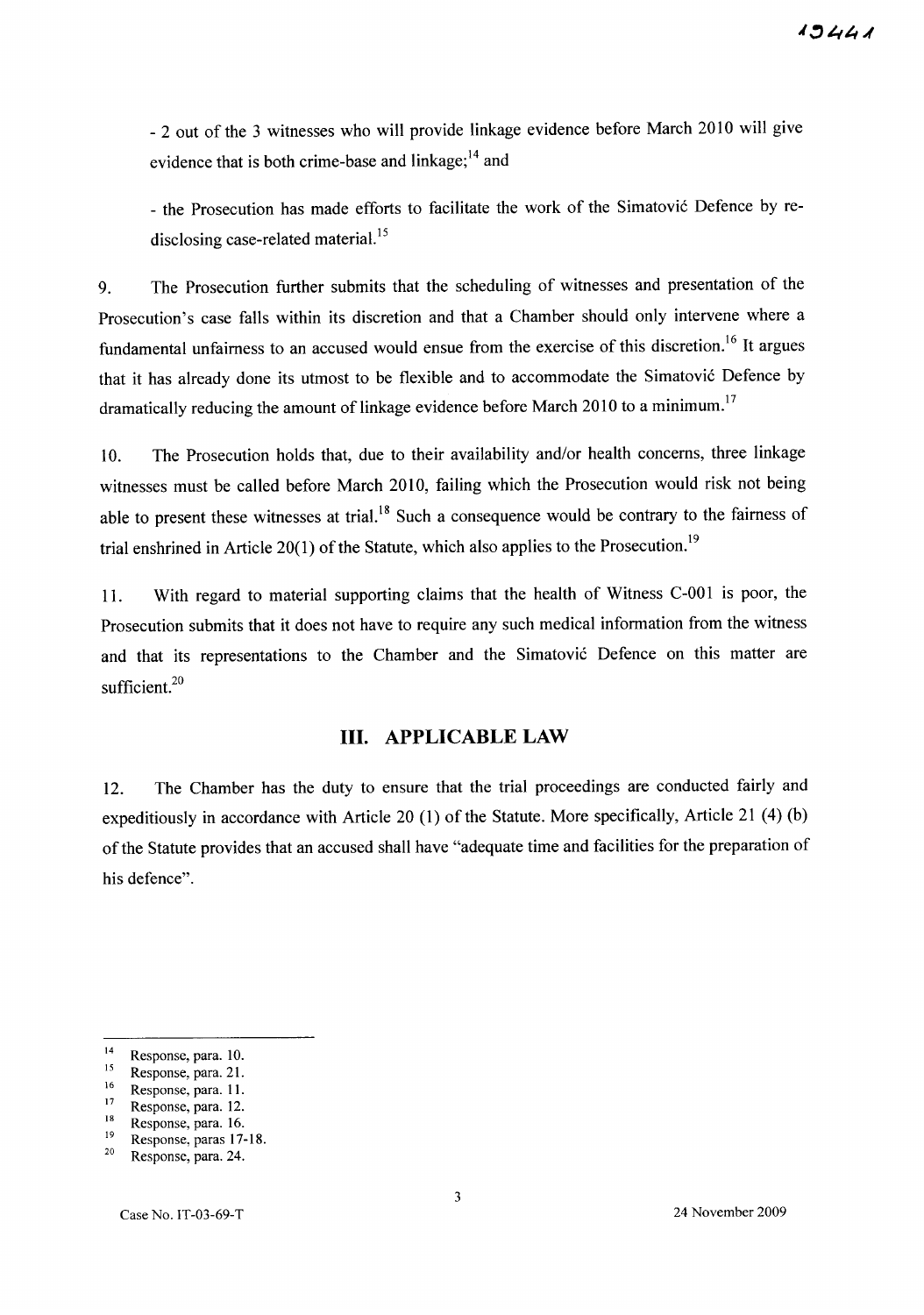- 2 out of the 3 witnesses who will provide linkage evidence before March 2010 will give evidence that is both crime-base and linkage;[14] and

- the Prosecution has made efforts to facilitate the work of the Simatović Defence by re-disclosing case-related material.[15]

9. The Prosecution further submits that the scheduling of witnesses and presentation of the Prosecution's case falls within its discretion and that a Chamber should only intervene where a fundamental unfairness to an accused would ensue from the exercise of this discretion.[16] It argues that it has already done its utmost to be flexible and to accommodate the Simatović Defence by dramatically reducing the amount of linkage evidence before March 2010 to a minimum.[17]

10. The Prosecution holds that, due to their availability and/or health concerns, three linkage witnesses must be called before March 2010, failing which the Prosecution would risk not being able to present these witnesses at trial.[18] Such a consequence would be contrary to the fairness of trial enshrined in Article 20(1) of the Statute, which also applies to the Prosecution.[19]

11. With regard to material supporting claims that the health of Witness C-001 is poor, the Prosecution submits that it does not have to require any such medical information from the witness and that its representations to the Chamber and the Simatović Defence on this matter are sufficient.[20]

## III. APPLICABLE LAW

12. The Chamber has the duty to ensure that the trial proceedings are conducted fairly and expeditiously in accordance with Article 20 (1) of the Statute. More specifically, Article 21 (4) (b) of the Statute provides that an accused shall have "adequate time and facilities for the preparation of his defence".

---

[14] Response, para. 10.
[15] Response, para. 21.
[16] Response, para. 11.
[17] Response, para. 12.
[18] Response, para. 16.
[19] Response, paras 17-18.
[20] Response, para. 24.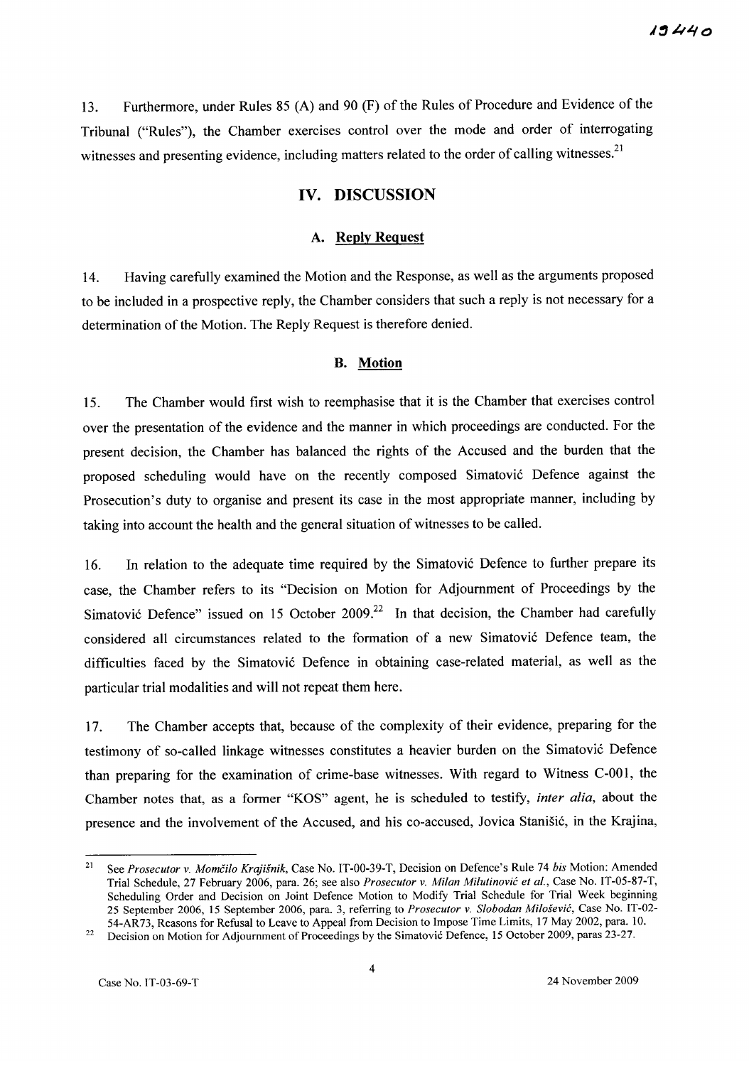13. Furthermore, under Rules 85 (A) and 90 (F) of the Rules of Procedure and Evidence of the Tribunal ("Rules"), the Chamber exercises control over the mode and order of interrogating witnesses and presenting evidence, including matters related to the order of calling witnesses.[21]

## IV. DISCUSSION

### A. Reply Request

14. Having carefully examined the Motion and the Response, as well as the arguments proposed to be included in a prospective reply, the Chamber considers that such a reply is not necessary for a determination of the Motion. The Reply Request is therefore denied.

### B. Motion

15. The Chamber would first wish to reemphasise that it is the Chamber that exercises control over the presentation of the evidence and the manner in which proceedings are conducted. For the present decision, the Chamber has balanced the rights of the Accused and the burden that the proposed scheduling would have on the recently composed Simatović Defence against the Prosecution's duty to organise and present its case in the most appropriate manner, including by taking into account the health and the general situation of witnesses to be called.

16. In relation to the adequate time required by the Simatović Defence to further prepare its case, the Chamber refers to its "Decision on Motion for Adjournment of Proceedings by the Simatović Defence" issued on 15 October 2009.[22] In that decision, the Chamber had carefully considered all circumstances related to the formation of a new Simatović Defence team, the difficulties faced by the Simatović Defence in obtaining case-related material, as well as the particular trial modalities and will not repeat them here.

17. The Chamber accepts that, because of the complexity of their evidence, preparing for the testimony of so-called linkage witnesses constitutes a heavier burden on the Simatović Defence than preparing for the examination of crime-base witnesses. With regard to Witness C-001, the Chamber notes that, as a former "KOS" agent, he is scheduled to testify, *inter alia*, about the presence and the involvement of the Accused, and his co-accused, Jovica Stanišić, in the Krajina,

---

[21] See *Prosecutor v. Momčilo Krajišnik*, Case No. IT-00-39-T, Decision on Defence's Rule 74 *bis* Motion: Amended Trial Schedule, 27 February 2006, para. 26; see also *Prosecutor v. Milan Milutinović et al.*, Case No. IT-05-87-T, Scheduling Order and Decision on Joint Defence Motion to Modify Trial Schedule for Trial Week beginning 25 September 2006, 15 September 2006, para. 3, referring to *Prosecutor v. Slobodan Milošević*, Case No. IT-02-54-AR73, Reasons for Refusal to Leave to Appeal from Decision to Impose Time Limits, 17 May 2002, para. 10.

[22] Decision on Motion for Adjournment of Proceedings by the Simatović Defence, 15 October 2009, paras 23-27.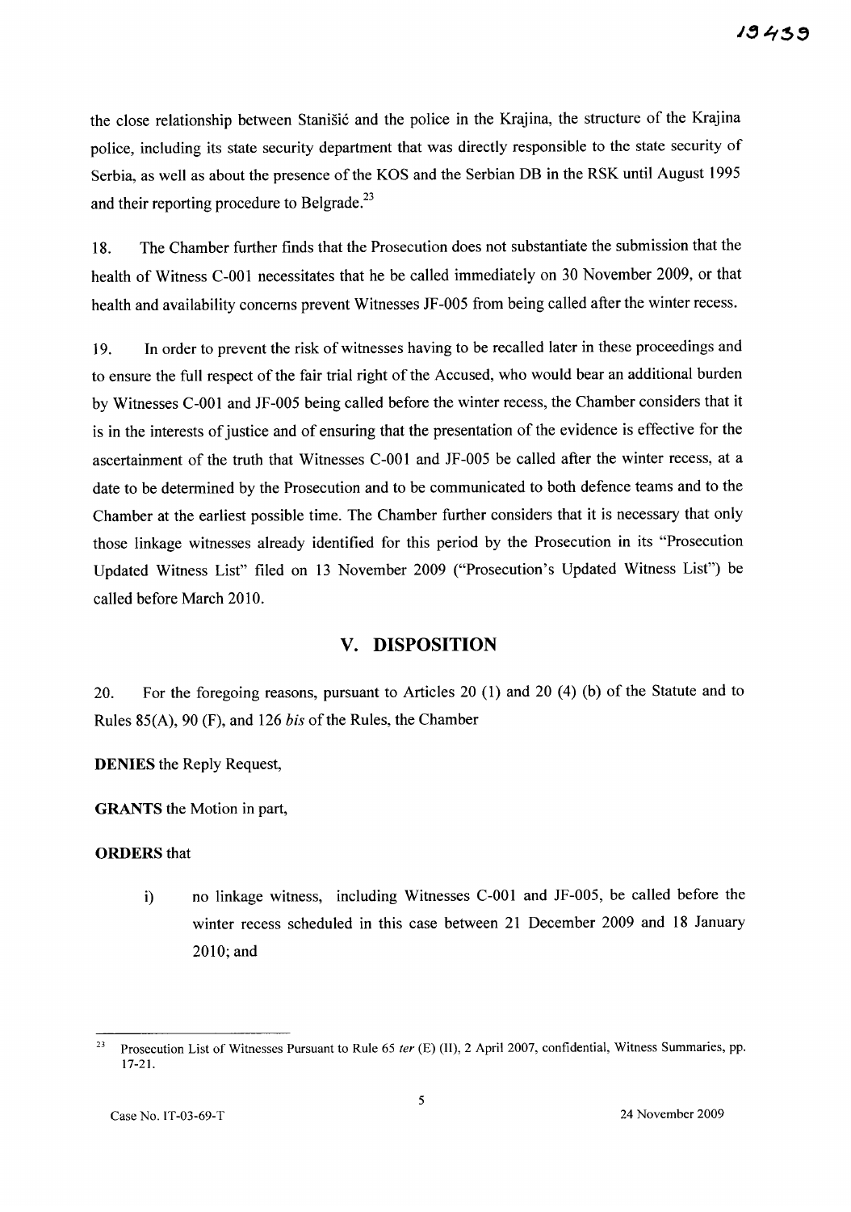the close relationship between Stanišić and the police in the Krajina, the structure of the Krajina police, including its state security department that was directly responsible to the state security of Serbia, as well as about the presence of the KOS and the Serbian DB in the RSK until August 1995 and their reporting procedure to Belgrade.[23]

18. The Chamber further finds that the Prosecution does not substantiate the submission that the health of Witness C-001 necessitates that he be called immediately on 30 November 2009, or that health and availability concerns prevent Witnesses JF-005 from being called after the winter recess.

19. In order to prevent the risk of witnesses having to be recalled later in these proceedings and to ensure the full respect of the fair trial right of the Accused, who would bear an additional burden by Witnesses C-001 and JF-005 being called before the winter recess, the Chamber considers that it is in the interests of justice and of ensuring that the presentation of the evidence is effective for the ascertainment of the truth that Witnesses C-001 and JF-005 be called after the winter recess, at a date to be determined by the Prosecution and to be communicated to both defence teams and to the Chamber at the earliest possible time. The Chamber further considers that it is necessary that only those linkage witnesses already identified for this period by the Prosecution in its "Prosecution Updated Witness List" filed on 13 November 2009 ("Prosecution's Updated Witness List") be called before March 2010.

## V. DISPOSITION

20. For the foregoing reasons, pursuant to Articles 20 (1) and 20 (4) (b) of the Statute and to Rules 85(A), 90 (F), and 126 *bis* of the Rules, the Chamber

**DENIES** the Reply Request,

**GRANTS** the Motion in part,

**ORDERS** that

i) no linkage witness, including Witnesses C-001 and JF-005, be called before the winter recess scheduled in this case between 21 December 2009 and 18 January 2010; and

---

[23] Prosecution List of Witnesses Pursuant to Rule 65 *ter* (E) (II), 2 April 2007, confidential, Witness Summaries, pp. 17-21.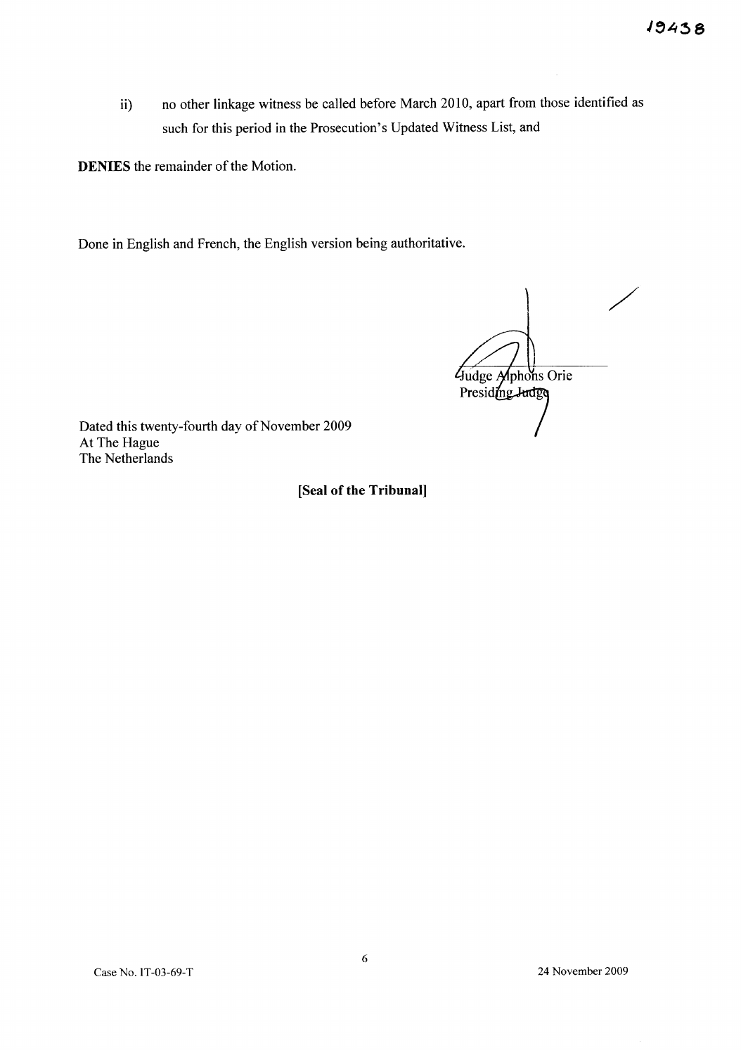ii) no other linkage witness be called before March 2010, apart from those identified as such for this period in the Prosecution's Updated Witness List, and

**DENIES** the remainder of the Motion.

Done in English and French, the English version being authoritative.

Judge Alphons Orie
Presiding Judge

Dated this twenty-fourth day of November 2009
At The Hague
The Netherlands

**[Seal of the Tribunal]**